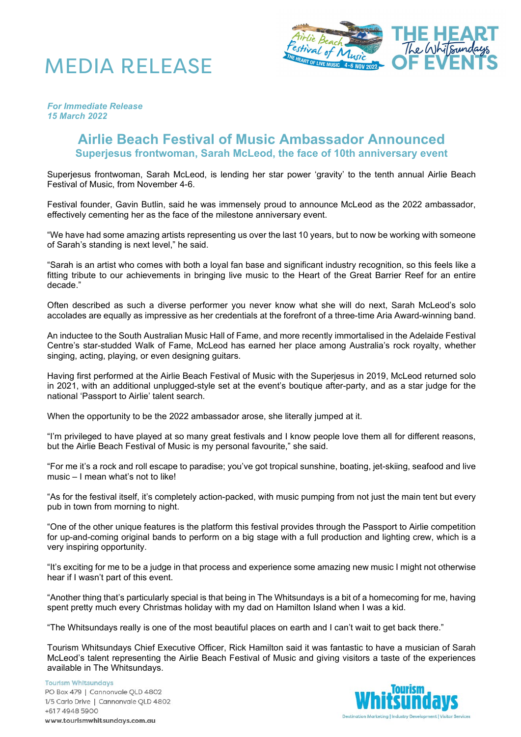# MEDIA RELEASE

***For Immediate Release***
***15 March 2022***

## Airlie Beach Festival of Music Ambassador Announced

### Superjesus frontwoman, Sarah McLeod, the face of 10th anniversary event

Superjesus frontwoman, Sarah McLeod, is lending her star power 'gravity' to the tenth annual Airlie Beach Festival of Music, from November 4-6.

Festival founder, Gavin Butlin, said he was immensely proud to announce McLeod as the 2022 ambassador, effectively cementing her as the face of the milestone anniversary event.

"We have had some amazing artists representing us over the last 10 years, but to now be working with someone of Sarah's standing is next level," he said.

"Sarah is an artist who comes with both a loyal fan base and significant industry recognition, so this feels like a fitting tribute to our achievements in bringing live music to the Heart of the Great Barrier Reef for an entire decade."

Often described as such a diverse performer you never know what she will do next, Sarah McLeod's solo accolades are equally as impressive as her credentials at the forefront of a three-time Aria Award-winning band.

An inductee to the South Australian Music Hall of Fame, and more recently immortalised in the Adelaide Festival Centre's star-studded Walk of Fame, McLeod has earned her place among Australia's rock royalty, whether singing, acting, playing, or even designing guitars.

Having first performed at the Airlie Beach Festival of Music with the Superjesus in 2019, McLeod returned solo in 2021, with an additional unplugged-style set at the event's boutique after-party, and as a star judge for the national 'Passport to Airlie' talent search.

When the opportunity to be the 2022 ambassador arose, she literally jumped at it.

"I'm privileged to have played at so many great festivals and I know people love them all for different reasons, but the Airlie Beach Festival of Music is my personal favourite," she said.

"For me it's a rock and roll escape to paradise; you've got tropical sunshine, boating, jet-skiing, seafood and live music – I mean what's not to like!

"As for the festival itself, it's completely action-packed, with music pumping from not just the main tent but every pub in town from morning to night.

"One of the other unique features is the platform this festival provides through the Passport to Airlie competition for up-and-coming original bands to perform on a big stage with a full production and lighting crew, which is a very inspiring opportunity.

"It's exciting for me to be a judge in that process and experience some amazing new music I might not otherwise hear if I wasn't part of this event.

"Another thing that's particularly special is that being in The Whitsundays is a bit of a homecoming for me, having spent pretty much every Christmas holiday with my dad on Hamilton Island when I was a kid.

"The Whitsundays really is one of the most beautiful places on earth and I can't wait to get back there."

Tourism Whitsundays Chief Executive Officer, Rick Hamilton said it was fantastic to have a musician of Sarah McLeod's talent representing the Airlie Beach Festival of Music and giving visitors a taste of the experiences available in The Whitsundays.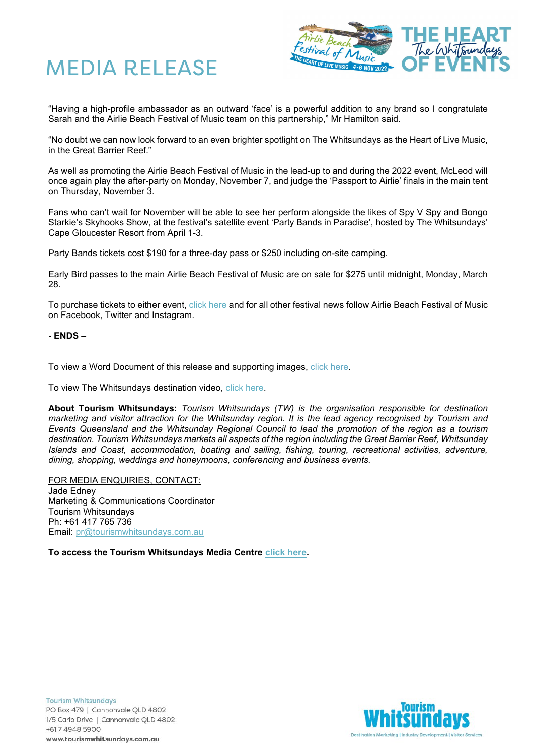# MEDIA RELEASE

"Having a high-profile ambassador as an outward 'face' is a powerful addition to any brand so I congratulate Sarah and the Airlie Beach Festival of Music team on this partnership," Mr Hamilton said.

"No doubt we can now look forward to an even brighter spotlight on The Whitsundays as the Heart of Live Music, in the Great Barrier Reef."

As well as promoting the Airlie Beach Festival of Music in the lead-up to and during the 2022 event, McLeod will once again play the after-party on Monday, November 7, and judge the 'Passport to Airlie' finals in the main tent on Thursday, November 3.

Fans who can't wait for November will be able to see her perform alongside the likes of Spy V Spy and Bongo Starkie's Skyhooks Show, at the festival's satellite event 'Party Bands in Paradise', hosted by The Whitsundays' Cape Gloucester Resort from April 1-3.

Party Bands tickets cost $190 for a three-day pass or $250 including on-site camping.

Early Bird passes to the main Airlie Beach Festival of Music are on sale for $275 until midnight, Monday, March 28.

To purchase tickets to either event, click here and for all other festival news follow Airlie Beach Festival of Music on Facebook, Twitter and Instagram.

**- ENDS –**

To view a Word Document of this release and supporting images, click here.

To view The Whitsundays destination video, click here.

**About Tourism Whitsundays:** *Tourism Whitsundays (TW) is the organisation responsible for destination marketing and visitor attraction for the Whitsunday region. It is the lead agency recognised by Tourism and Events Queensland and the Whitsunday Regional Council to lead the promotion of the region as a tourism destination. Tourism Whitsundays markets all aspects of the region including the Great Barrier Reef, Whitsunday Islands and Coast, accommodation, boating and sailing, fishing, touring, recreational activities, adventure, dining, shopping, weddings and honeymoons, conferencing and business events.*

FOR MEDIA ENQUIRIES, CONTACT:
Jade Edney
Marketing & Communications Coordinator
Tourism Whitsundays
Ph: +61 417 765 736
Email: pr@tourismwhitsundays.com.au

**To access the Tourism Whitsundays Media Centre click here.**

Tourism Whitsundays
PO Box 479 | Cannonvale QLD 4802
1/5 Carlo Drive | Cannonvale QLD 4802
+617 4948 5900
www.tourismwhitsundays.com.au